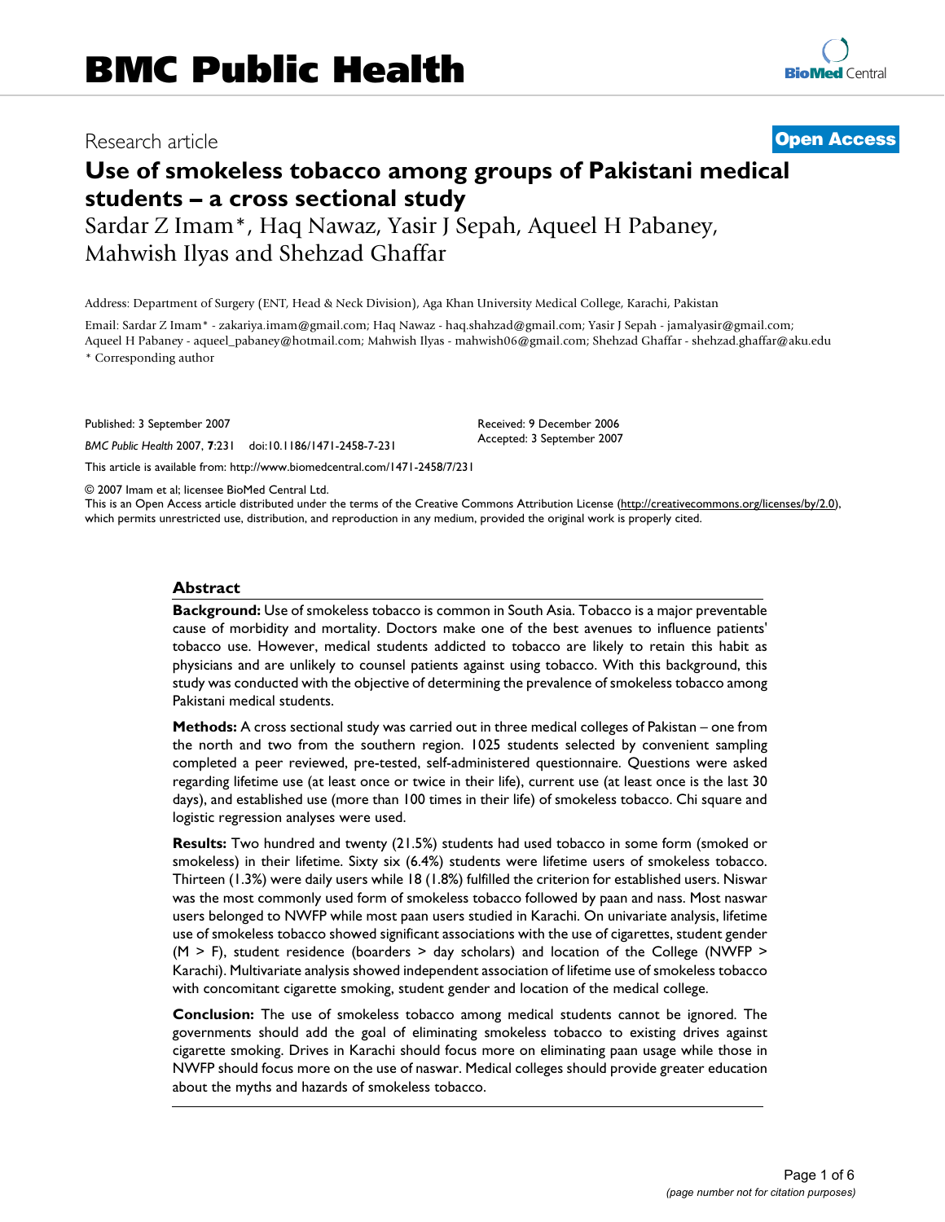# BMC Public Health

Research article **Open Access**

# Use of smokeless tobacco among groups of Pakistani medical students – a cross sectional study

Sardar Z Imam*, Haq Nawaz, Yasir J Sepah, Aqueel H Pabaney, Mahwish Ilyas and Shehzad Ghaffar

Address: Department of Surgery (ENT, Head & Neck Division), Aga Khan University Medical College, Karachi, Pakistan

Email: Sardar Z Imam* - zakariya.imam@gmail.com; Haq Nawaz - haq.shahzad@gmail.com; Yasir J Sepah - jamalyasir@gmail.com; Aqueel H Pabaney - aqueel_pabaney@hotmail.com; Mahwish Ilyas - mahwish06@gmail.com; Shehzad Ghaffar - shehzad.ghaffar@aku.edu

* Corresponding author

Published: 3 September 2007

*BMC Public Health* 2007, **7**:231 doi:10.1186/1471-2458-7-231

Received: 9 December 2006
Accepted: 3 September 2007

This article is available from: http://www.biomedcentral.com/1471-2458/7/231

© 2007 Imam et al; licensee BioMed Central Ltd.
This is an Open Access article distributed under the terms of the Creative Commons Attribution License (http://creativecommons.org/licenses/by/2.0), which permits unrestricted use, distribution, and reproduction in any medium, provided the original work is properly cited.

## Abstract

**Background:** Use of smokeless tobacco is common in South Asia. Tobacco is a major preventable cause of morbidity and mortality. Doctors make one of the best avenues to influence patients' tobacco use. However, medical students addicted to tobacco are likely to retain this habit as physicians and are unlikely to counsel patients against using tobacco. With this background, this study was conducted with the objective of determining the prevalence of smokeless tobacco among Pakistani medical students.

**Methods:** A cross sectional study was carried out in three medical colleges of Pakistan – one from the north and two from the southern region. 1025 students selected by convenient sampling completed a peer reviewed, pre-tested, self-administered questionnaire. Questions were asked regarding lifetime use (at least once or twice in their life), current use (at least once is the last 30 days), and established use (more than 100 times in their life) of smokeless tobacco. Chi square and logistic regression analyses were used.

**Results:** Two hundred and twenty (21.5%) students had used tobacco in some form (smoked or smokeless) in their lifetime. Sixty six (6.4%) students were lifetime users of smokeless tobacco. Thirteen (1.3%) were daily users while 18 (1.8%) fulfilled the criterion for established users. Niswar was the most commonly used form of smokeless tobacco followed by paan and nass. Most naswar users belonged to NWFP while most paan users studied in Karachi. On univariate analysis, lifetime use of smokeless tobacco showed significant associations with the use of cigarettes, student gender (M > F), student residence (boarders > day scholars) and location of the College (NWFP > Karachi). Multivariate analysis showed independent association of lifetime use of smokeless tobacco with concomitant cigarette smoking, student gender and location of the medical college.

**Conclusion:** The use of smokeless tobacco among medical students cannot be ignored. The governments should add the goal of eliminating smokeless tobacco to existing drives against cigarette smoking. Drives in Karachi should focus more on eliminating paan usage while those in NWFP should focus more on the use of naswar. Medical colleges should provide greater education about the myths and hazards of smokeless tobacco.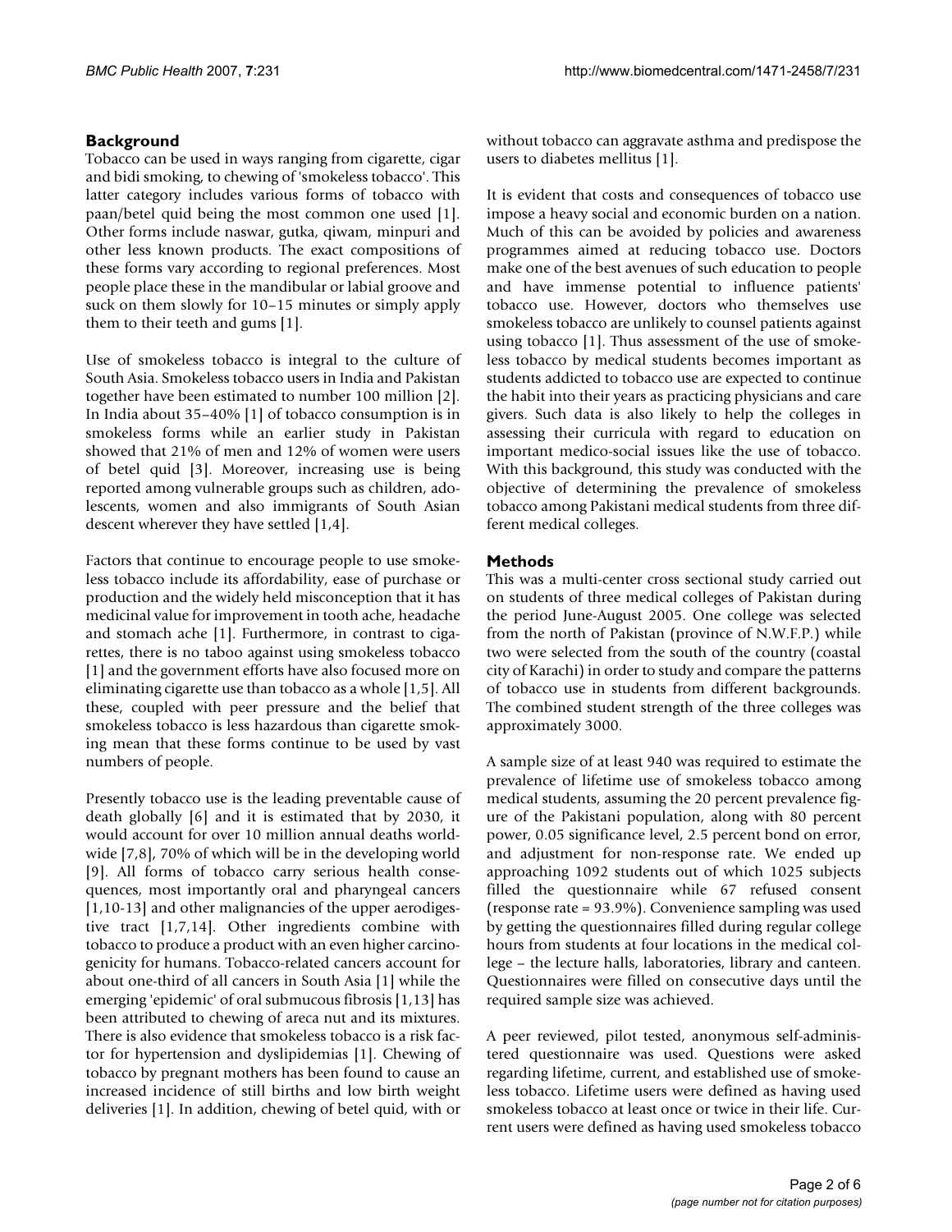## Background

Tobacco can be used in ways ranging from cigarette, cigar and bidi smoking, to chewing of 'smokeless tobacco'. This latter category includes various forms of tobacco with paan/betel quid being the most common one used [1]. Other forms include naswar, gutka, qiwam, minpuri and other less known products. The exact compositions of these forms vary according to regional preferences. Most people place these in the mandibular or labial groove and suck on them slowly for 10–15 minutes or simply apply them to their teeth and gums [1].

Use of smokeless tobacco is integral to the culture of South Asia. Smokeless tobacco users in India and Pakistan together have been estimated to number 100 million [2]. In India about 35–40% [1] of tobacco consumption is in smokeless forms while an earlier study in Pakistan showed that 21% of men and 12% of women were users of betel quid [3]. Moreover, increasing use is being reported among vulnerable groups such as children, adolescents, women and also immigrants of South Asian descent wherever they have settled [1,4].

Factors that continue to encourage people to use smokeless tobacco include its affordability, ease of purchase or production and the widely held misconception that it has medicinal value for improvement in tooth ache, headache and stomach ache [1]. Furthermore, in contrast to cigarettes, there is no taboo against using smokeless tobacco [1] and the government efforts have also focused more on eliminating cigarette use than tobacco as a whole [1,5]. All these, coupled with peer pressure and the belief that smokeless tobacco is less hazardous than cigarette smoking mean that these forms continue to be used by vast numbers of people.

Presently tobacco use is the leading preventable cause of death globally [6] and it is estimated that by 2030, it would account for over 10 million annual deaths worldwide [7,8], 70% of which will be in the developing world [9]. All forms of tobacco carry serious health consequences, most importantly oral and pharyngeal cancers [1,10-13] and other malignancies of the upper aerodigestive tract [1,7,14]. Other ingredients combine with tobacco to produce a product with an even higher carcinogenicity for humans. Tobacco-related cancers account for about one-third of all cancers in South Asia [1] while the emerging 'epidemic' of oral submucous fibrosis [1,13] has been attributed to chewing of areca nut and its mixtures. There is also evidence that smokeless tobacco is a risk factor for hypertension and dyslipidemias [1]. Chewing of tobacco by pregnant mothers has been found to cause an increased incidence of still births and low birth weight deliveries [1]. In addition, chewing of betel quid, with or without tobacco can aggravate asthma and predispose the users to diabetes mellitus [1].

It is evident that costs and consequences of tobacco use impose a heavy social and economic burden on a nation. Much of this can be avoided by policies and awareness programmes aimed at reducing tobacco use. Doctors make one of the best avenues of such education to people and have immense potential to influence patients' tobacco use. However, doctors who themselves use smokeless tobacco are unlikely to counsel patients against using tobacco [1]. Thus assessment of the use of smokeless tobacco by medical students becomes important as students addicted to tobacco use are expected to continue the habit into their years as practicing physicians and care givers. Such data is also likely to help the colleges in assessing their curricula with regard to education on important medico-social issues like the use of tobacco. With this background, this study was conducted with the objective of determining the prevalence of smokeless tobacco among Pakistani medical students from three different medical colleges.

## Methods

This was a multi-center cross sectional study carried out on students of three medical colleges of Pakistan during the period June-August 2005. One college was selected from the north of Pakistan (province of N.W.F.P.) while two were selected from the south of the country (coastal city of Karachi) in order to study and compare the patterns of tobacco use in students from different backgrounds. The combined student strength of the three colleges was approximately 3000.

A sample size of at least 940 was required to estimate the prevalence of lifetime use of smokeless tobacco among medical students, assuming the 20 percent prevalence figure of the Pakistani population, along with 80 percent power, 0.05 significance level, 2.5 percent bond on error, and adjustment for non-response rate. We ended up approaching 1092 students out of which 1025 subjects filled the questionnaire while 67 refused consent (response rate = 93.9%). Convenience sampling was used by getting the questionnaires filled during regular college hours from students at four locations in the medical college – the lecture halls, laboratories, library and canteen. Questionnaires were filled on consecutive days until the required sample size was achieved.

A peer reviewed, pilot tested, anonymous self-administered questionnaire was used. Questions were asked regarding lifetime, current, and established use of smokeless tobacco. Lifetime users were defined as having used smokeless tobacco at least once or twice in their life. Current users were defined as having used smokeless tobacco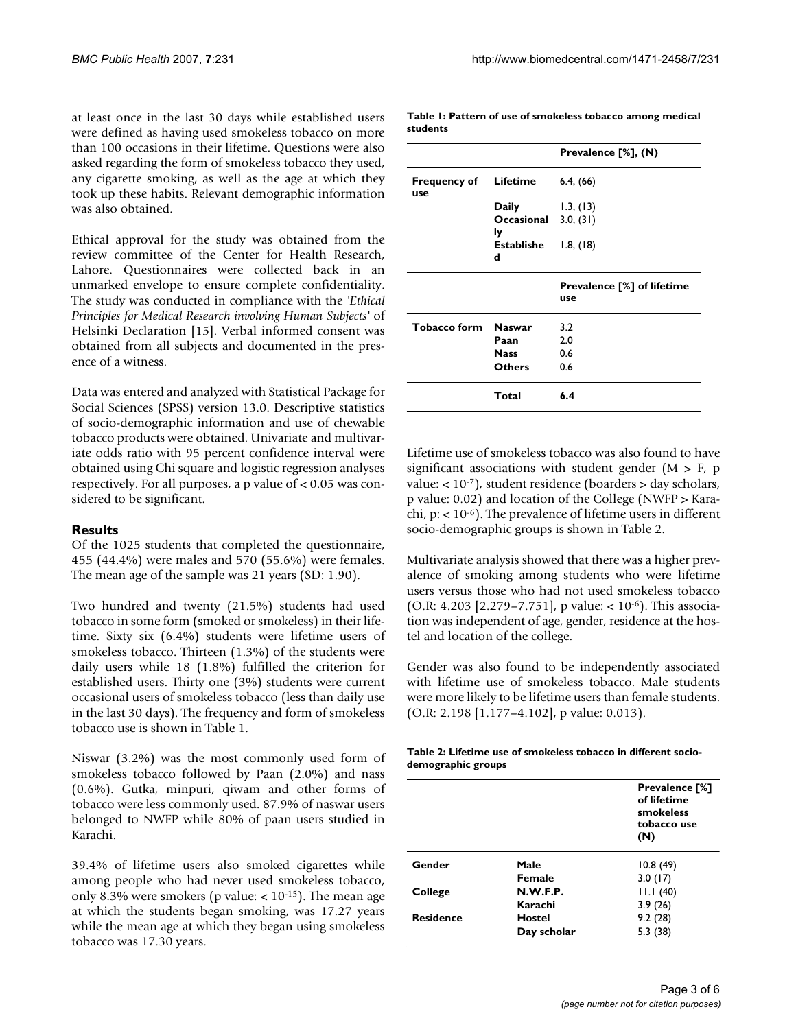at least once in the last 30 days while established users were defined as having used smokeless tobacco on more than 100 occasions in their lifetime. Questions were also asked regarding the form of smokeless tobacco they used, any cigarette smoking, as well as the age at which they took up these habits. Relevant demographic information was also obtained.

Ethical approval for the study was obtained from the review committee of the Center for Health Research, Lahore. Questionnaires were collected back in an unmarked envelope to ensure complete confidentiality. The study was conducted in compliance with the *'Ethical Principles for Medical Research involving Human Subjects'* of Helsinki Declaration [15]. Verbal informed consent was obtained from all subjects and documented in the presence of a witness.

Data was entered and analyzed with Statistical Package for Social Sciences (SPSS) version 13.0. Descriptive statistics of socio-demographic information and use of chewable tobacco products were obtained. Univariate and multivariate odds ratio with 95 percent confidence interval were obtained using Chi square and logistic regression analyses respectively. For all purposes, a p value of < 0.05 was considered to be significant.

## Results

Of the 1025 students that completed the questionnaire, 455 (44.4%) were males and 570 (55.6%) were females. The mean age of the sample was 21 years (SD: 1.90).

Two hundred and twenty (21.5%) students had used tobacco in some form (smoked or smokeless) in their lifetime. Sixty six (6.4%) students were lifetime users of smokeless tobacco. Thirteen (1.3%) of the students were daily users while 18 (1.8%) fulfilled the criterion for established users. Thirty one (3%) students were current occasional users of smokeless tobacco (less than daily use in the last 30 days). The frequency and form of smokeless tobacco use is shown in Table 1.

Niswar (3.2%) was the most commonly used form of smokeless tobacco followed by Paan (2.0%) and nass (0.6%). Gutka, minpuri, qiwam and other forms of tobacco were less commonly used. 87.9% of naswar users belonged to NWFP while 80% of paan users studied in Karachi.

39.4% of lifetime users also smoked cigarettes while among people who had never used smokeless tobacco, only 8.3% were smokers (p value: $< 10^{-15}$). The mean age at which the students began smoking, was 17.27 years while the mean age at which they began using smokeless tobacco was 17.30 years.

**Table 1: Pattern of use of smokeless tobacco among medical students**

| | | Prevalence [%], (N) |
|---|---|---|
| **Frequency of use** | **Lifetime** | 6.4, (66) |
| | **Daily** | 1.3, (13) |
| | **Occasionally** | 3.0, (31) |
| | **Established** | 1.8, (18) |
| | | **Prevalence [%] of lifetime use** |
| **Tobacco form** | **Naswar** | 3.2 |
| | **Paan** | 2.0 |
| | **Nass** | 0.6 |
| | **Others** | 0.6 |
| | **Total** | **6.4** |

Lifetime use of smokeless tobacco was also found to have significant associations with student gender (M > F, p value: $< 10^{-7}$), student residence (boarders > day scholars, p value: 0.02) and location of the College (NWFP > Karachi, p: $< 10^{-6}$). The prevalence of lifetime users in different socio-demographic groups is shown in Table 2.

Multivariate analysis showed that there was a higher prevalence of smoking among students who were lifetime users versus those who had not used smokeless tobacco (O.R: 4.203 [2.279–7.751], p value: $< 10^{-6}$). This association was independent of age, gender, residence at the hostel and location of the college.

Gender was also found to be independently associated with lifetime use of smokeless tobacco. Male students were more likely to be lifetime users than female students. (O.R: 2.198 [1.177–4.102], p value: 0.013).

**Table 2: Lifetime use of smokeless tobacco in different socio-demographic groups**

| | | Prevalence [%] of lifetime smokeless tobacco use (N) |
|---|---|---|
| **Gender** | **Male** | 10.8 (49) |
| | **Female** | 3.0 (17) |
| **College** | **N.W.F.P.** | 11.1 (40) |
| | **Karachi** | 3.9 (26) |
| **Residence** | **Hostel** | 9.2 (28) |
| | **Day scholar** | 5.3 (38) |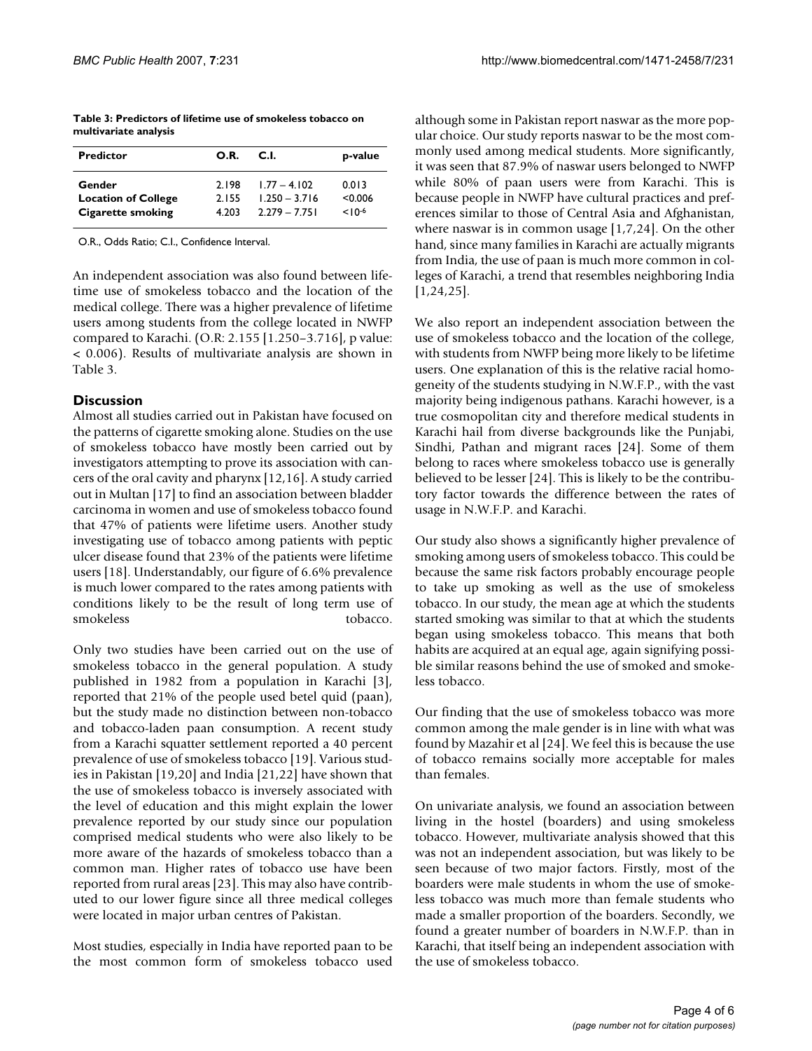**Table 3: Predictors of lifetime use of smokeless tobacco on multivariate analysis**

| Predictor | O.R. | C.I. | p-value |
| --- | --- | --- | --- |
| **Gender** | 2.198 | 1.77 – 4.102 | 0.013 |
| **Location of College** | 2.155 | 1.250 – 3.716 | <0.006 |
| **Cigarette smoking** | 4.203 | 2.279 – 7.751 | $<10^{-6}$ |

O.R., Odds Ratio; C.I., Confidence Interval.

An independent association was also found between lifetime use of smokeless tobacco and the location of the medical college. There was a higher prevalence of lifetime users among students from the college located in NWFP compared to Karachi. (O.R: 2.155 [1.250–3.716], p value: < 0.006). Results of multivariate analysis are shown in Table 3.

## Discussion

Almost all studies carried out in Pakistan have focused on the patterns of cigarette smoking alone. Studies on the use of smokeless tobacco have mostly been carried out by investigators attempting to prove its association with cancers of the oral cavity and pharynx [12,16]. A study carried out in Multan [17] to find an association between bladder carcinoma in women and use of smokeless tobacco found that 47% of patients were lifetime users. Another study investigating use of tobacco among patients with peptic ulcer disease found that 23% of the patients were lifetime users [18]. Understandably, our figure of 6.6% prevalence is much lower compared to the rates among patients with conditions likely to be the result of long term use of smokeless tobacco.

Only two studies have been carried out on the use of smokeless tobacco in the general population. A study published in 1982 from a population in Karachi [3], reported that 21% of the people used betel quid (paan), but the study made no distinction between non-tobacco and tobacco-laden paan consumption. A recent study from a Karachi squatter settlement reported a 40 percent prevalence of use of smokeless tobacco [19]. Various studies in Pakistan [19,20] and India [21,22] have shown that the use of smokeless tobacco is inversely associated with the level of education and this might explain the lower prevalence reported by our study since our population comprised medical students who were also likely to be more aware of the hazards of smokeless tobacco than a common man. Higher rates of tobacco use have been reported from rural areas [23]. This may also have contributed to our lower figure since all three medical colleges were located in major urban centres of Pakistan.

Most studies, especially in India have reported paan to be the most common form of smokeless tobacco used although some in Pakistan report naswar as the more popular choice. Our study reports naswar to be the most commonly used among medical students. More significantly, it was seen that 87.9% of naswar users belonged to NWFP while 80% of paan users were from Karachi. This is because people in NWFP have cultural practices and preferences similar to those of Central Asia and Afghanistan, where naswar is in common usage [1,7,24]. On the other hand, since many families in Karachi are actually migrants from India, the use of paan is much more common in colleges of Karachi, a trend that resembles neighboring India [1,24,25].

We also report an independent association between the use of smokeless tobacco and the location of the college, with students from NWFP being more likely to be lifetime users. One explanation of this is the relative racial homogeneity of the students studying in N.W.F.P., with the vast majority being indigenous pathans. Karachi however, is a true cosmopolitan city and therefore medical students in Karachi hail from diverse backgrounds like the Punjabi, Sindhi, Pathan and migrant races [24]. Some of them belong to races where smokeless tobacco use is generally believed to be lesser [24]. This is likely to be the contributory factor towards the difference between the rates of usage in N.W.F.P. and Karachi.

Our study also shows a significantly higher prevalence of smoking among users of smokeless tobacco. This could be because the same risk factors probably encourage people to take up smoking as well as the use of smokeless tobacco. In our study, the mean age at which the students started smoking was similar to that at which the students began using smokeless tobacco. This means that both habits are acquired at an equal age, again signifying possible similar reasons behind the use of smoked and smokeless tobacco.

Our finding that the use of smokeless tobacco was more common among the male gender is in line with what was found by Mazahir et al [24]. We feel this is because the use of tobacco remains socially more acceptable for males than females.

On univariate analysis, we found an association between living in the hostel (boarders) and using smokeless tobacco. However, multivariate analysis showed that this was not an independent association, but was likely to be seen because of two major factors. Firstly, most of the boarders were male students in whom the use of smokeless tobacco was much more than female students who made a smaller proportion of the boarders. Secondly, we found a greater number of boarders in N.W.F.P. than in Karachi, that itself being an independent association with the use of smokeless tobacco.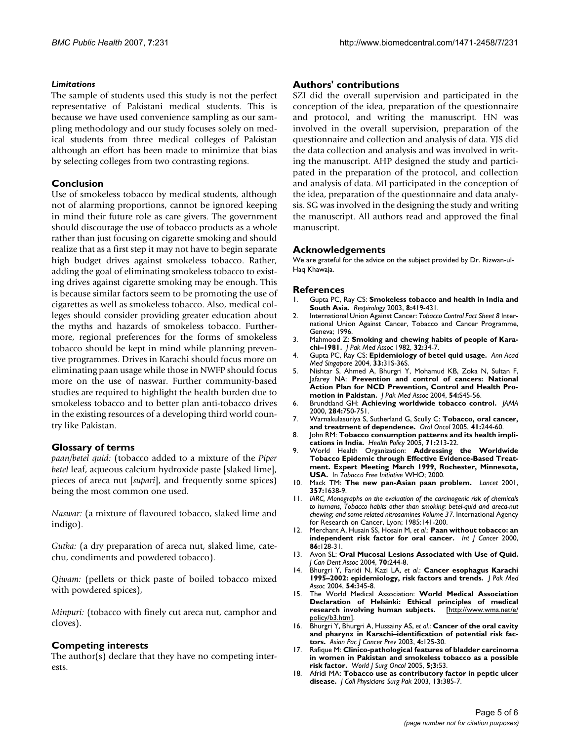### *Limitations*

The sample of students used this study is not the perfect representative of Pakistani medical students. This is because we have used convenience sampling as our sampling methodology and our study focuses solely on medical students from three medical colleges of Pakistan although an effort has been made to minimize that bias by selecting colleges from two contrasting regions.

## Conclusion

Use of smokeless tobacco by medical students, although not of alarming proportions, cannot be ignored keeping in mind their future role as care givers. The government should discourage the use of tobacco products as a whole rather than just focusing on cigarette smoking and should realize that as a first step it may not have to begin separate high budget drives against smokeless tobacco. Rather, adding the goal of eliminating smokeless tobacco to existing drives against cigarette smoking may be enough. This is because similar factors seem to be promoting the use of cigarettes as well as smokeless tobacco. Also, medical colleges should consider providing greater education about the myths and hazards of smokeless tobacco. Furthermore, regional preferences for the forms of smokeless tobacco should be kept in mind while planning preventive programmes. Drives in Karachi should focus more on eliminating paan usage while those in NWFP should focus more on the use of naswar. Further community-based studies are required to highlight the health burden due to smokeless tobacco and to better plan anti-tobacco drives in the existing resources of a developing third world country like Pakistan.

## Glossary of terms

*paan/betel quid:* (tobacco added to a mixture of the *Piper betel* leaf, aqueous calcium hydroxide paste [slaked lime], pieces of areca nut [*supari*], and frequently some spices) being the most common one used.

*Naswar:* (a mixture of flavoured tobacco, slaked lime and indigo).

*Gutka:* (a dry preparation of areca nut, slaked lime, catechu, condiments and powdered tobacco).

*Qiwam:* (pellets or thick paste of boiled tobacco mixed with powdered spices),

*Minpuri:* (tobacco with finely cut areca nut, camphor and cloves).

## Competing interests

The author(s) declare that they have no competing interests.

## Authors' contributions

SZI did the overall supervision and participated in the conception of the idea, preparation of the questionnaire and protocol, and writing the manuscript. HN was involved in the overall supervision, preparation of the questionnaire and collection and analysis of data. YJS did the data collection and analysis and was involved in writing the manuscript. AHP designed the study and participated in the preparation of the protocol, and collection and analysis of data. MI participated in the conception of the idea, preparation of the questionnaire and data analysis. SG was involved in the designing the study and writing the manuscript. All authors read and approved the final manuscript.

## Acknowledgements

We are grateful for the advice on the subject provided by Dr. Rizwan-ul-Haq Khawaja.

## References

1. Gupta PC, Ray CS: **Smokeless tobacco and health in India and South Asia.** *Respirology* 2003, **8:**419-431.
2. International Union Against Cancer: *Tobacco Control Fact Sheet 8* International Union Against Cancer, Tobacco and Cancer Programme, Geneva; 1996.
3. Mahmood Z: **Smoking and chewing habits of people of Karachi–1981.** *J Pak Med Assoc* 1982, **32:**34-7.
4. Gupta PC, Ray CS: **Epidemiology of betel quid usage.** *Ann Acad Med Singapore* 2004, **33:**31S-36S.
5. Nishtar S, Ahmed A, Bhurgri Y, Mohamud KB, Zoka N, Sultan F, Jafarey NA: **Prevention and control of cancers: National Action Plan for NCD Prevention, Control and Health Promotion in Pakistan.** *J Pak Med Assoc* 2004, **54:**S45-56.
6. Brundtland GH: **Achieving worldwide tobacco control.** *JAMA* 2000, **284:**750-751.
7. Warnakulasuriya S, Sutherland G, Scully C: **Tobacco, oral cancer, and treatment of dependence.** *Oral Oncol* 2005, **41:**244-60.
8. John RM: **Tobacco consumption patterns and its health implications in India.** *Health Policy* 2005, **71:**213-22.
9. World Health Organization: **Addressing the Worldwide Tobacco Epidemic through Effective Evidence-Based Treatment. Expert Meeting March 1999, Rochester, Minnesota, USA.** In *Tobacco Free Initiative* WHO; 2000.
10. Mack TM: **The new pan-Asian paan problem.** *Lancet* 2001, **357:**1638-9.
11. *IARC, Monographs on the evaluation of the carcinogenic risk of chemicals to humans, Tobacco habits other than smoking: betel-quid and areca-nut chewing; and some related nitrosamines Volume 37*. International Agency for Research on Cancer, Lyon; 1985:141-200.
12. Merchant A, Husain SS, Hosain M, *et al.*: **Paan without tobacco: an independent risk factor for oral cancer.** *Int J Cancer* 2000, **86:**128-31.
13. Avon SL: **Oral Mucosal Lesions Associated with Use of Quid.** *J Can Dent Assoc* 2004, **70:**244-8.
14. Bhurgri Y, Faridi N, Kazi LA, *et al.*: **Cancer esophagus Karachi 1995–2002: epidemiology, risk factors and trends.** *J Pak Med Assoc* 2004, **54:**345-8.
15. The World Medical Association: **World Medical Association Declaration of Helsinki: Ethical principles of medical research involving human subjects.** [http://www.wma.net/e/policy/b3.htm].
16. Bhurgri Y, Bhurgri A, Hussainy AS, *et al.*: **Cancer of the oral cavity and pharynx in Karachi–identification of potential risk factors.** *Asian Pac J Cancer Prev* 2003, **4:**125-30.
17. Rafique M: **Clinico-pathological features of bladder carcinoma in women in Pakistan and smokeless tobacco as a possible risk factor.** *World J Surg Oncol* 2005, **5;3:**53.
18. Afridi MA: **Tobacco use as contributory factor in peptic ulcer disease.** *J Coll Physicians Surg Pak* 2003, **13:**385-7.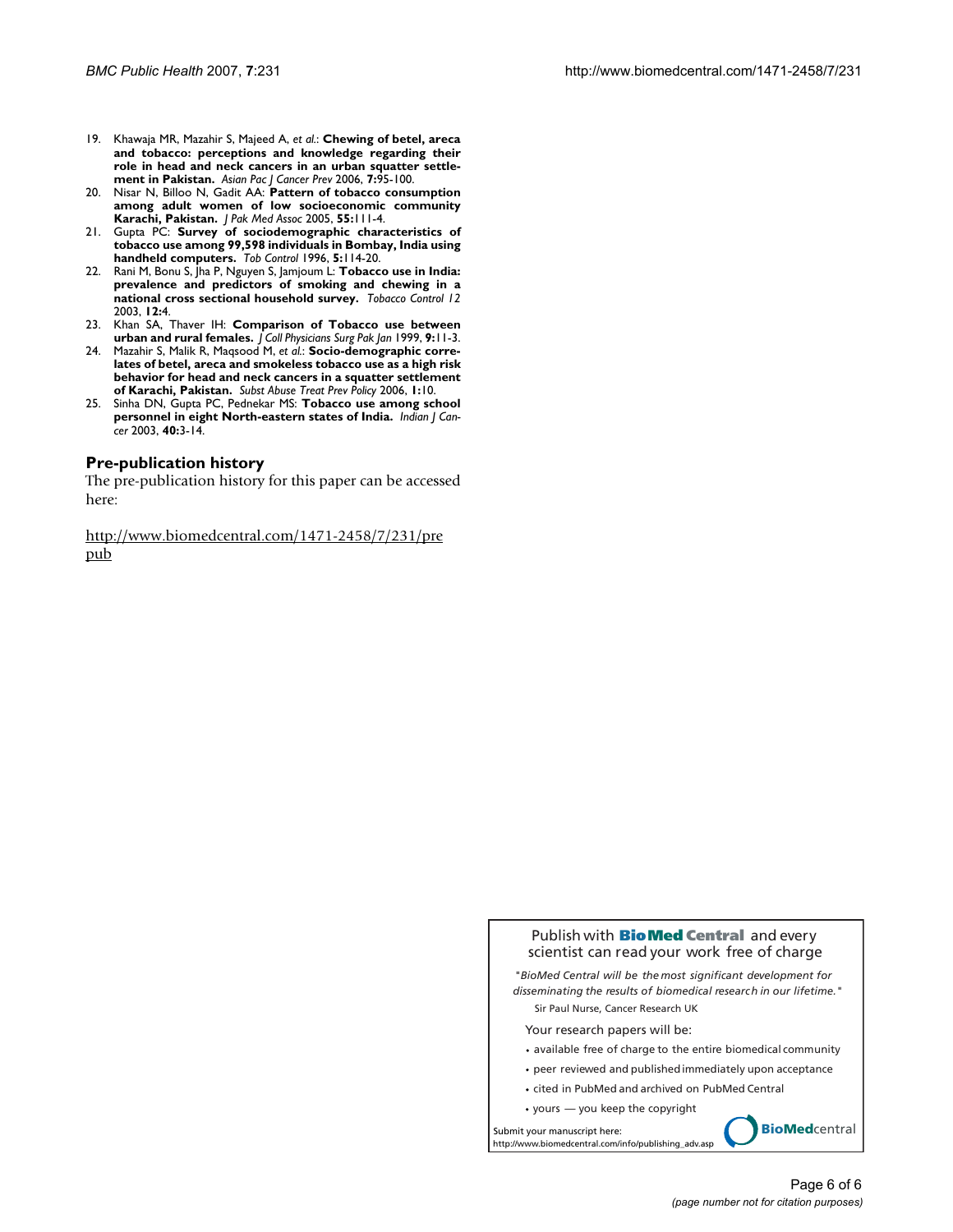19. Khawaja MR, Mazahir S, Majeed A, *et al.*: **Chewing of betel, areca and tobacco: perceptions and knowledge regarding their role in head and neck cancers in an urban squatter settlement in Pakistan.** *Asian Pac J Cancer Prev* 2006, **7:**95-100.
20. Nisar N, Billoo N, Gadit AA: **Pattern of tobacco consumption among adult women of low socioeconomic community Karachi, Pakistan.** *J Pak Med Assoc* 2005, **55:**111-4.
21. Gupta PC: **Survey of sociodemographic characteristics of tobacco use among 99,598 individuals in Bombay, India using handheld computers.** *Tob Control* 1996, **5:**114-20.
22. Rani M, Bonu S, Jha P, Nguyen S, Jamjoum L: **Tobacco use in India: prevalence and predictors of smoking and chewing in a national cross sectional household survey.** *Tobacco Control 12* 2003, **12:**4.
23. Khan SA, Thaver IH: **Comparison of Tobacco use between urban and rural females.** *J Coll Physicians Surg Pak Jan* 1999, **9:**11-3.
24. Mazahir S, Malik R, Maqsood M, *et al.*: **Socio-demographic correlates of betel, areca and smokeless tobacco use as a high risk behavior for head and neck cancers in a squatter settlement of Karachi, Pakistan.** *Subst Abuse Treat Prev Policy* 2006, **1:**10.
25. Sinha DN, Gupta PC, Pednekar MS: **Tobacco use among school personnel in eight North-eastern states of India.** *Indian J Cancer* 2003, **40:**3-14.

## Pre-publication history

The pre-publication history for this paper can be accessed here:

http://www.biomedcentral.com/1471-2458/7/231/prepub

Publish with **BioMed Central** and every scientist can read your work free of charge

*"BioMed Central will be the most significant development for disseminating the results of biomedical research in our lifetime."*
Sir Paul Nurse, Cancer Research UK

Your research papers will be:

- available free of charge to the entire biomedical community
- peer reviewed and published immediately upon acceptance
- cited in PubMed and archived on PubMed Central
- yours — you keep the copyright

Submit your manuscript here:
http://www.biomedcentral.com/info/publishing_adv.asp

**BioMed**central